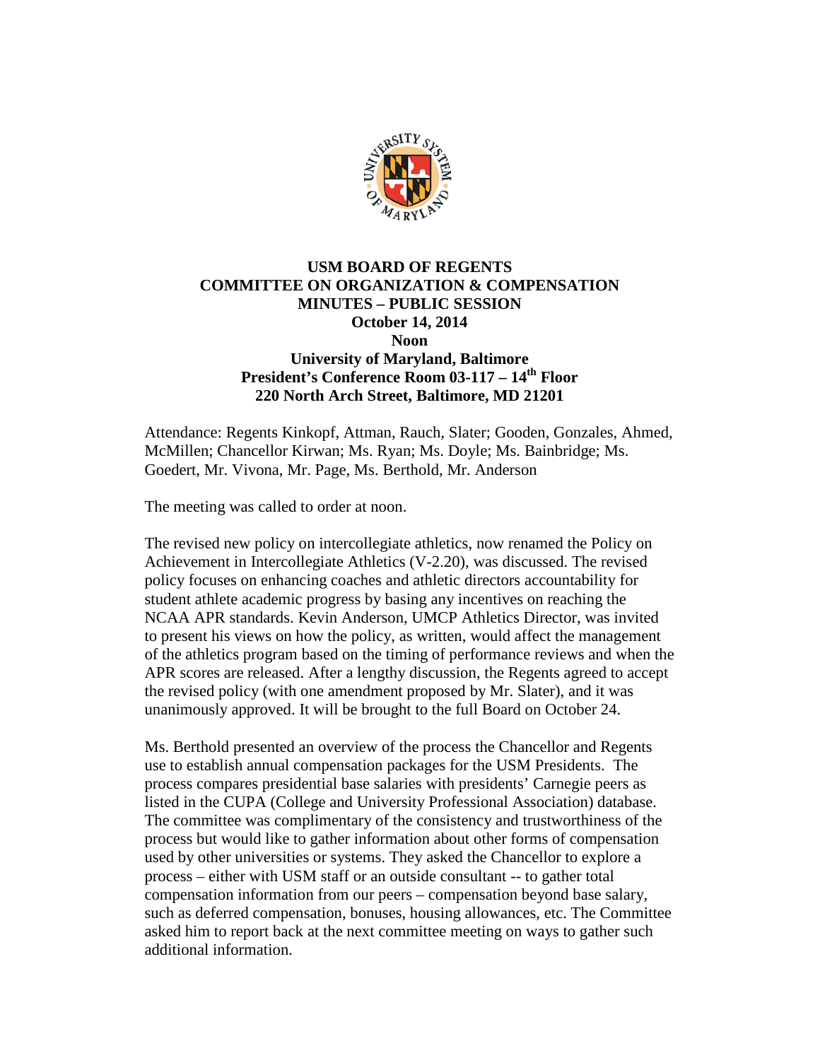# USM BOARD OF REGENTS
## COMMITTEE ON ORGANIZATION & COMPENSATION
## MINUTES – PUBLIC SESSION
### October 14, 2014
### Noon
### University of Maryland, Baltimore
### President's Conference Room 03-117 – 14th Floor
### 220 North Arch Street, Baltimore, MD 21201

Attendance: Regents Kinkopf, Attman, Rauch, Slater; Gooden, Gonzales, Ahmed, McMillen; Chancellor Kirwan; Ms. Ryan; Ms. Doyle; Ms. Bainbridge; Ms. Goedert, Mr. Vivona, Mr. Page, Ms. Berthold, Mr. Anderson

The meeting was called to order at noon.

The revised new policy on intercollegiate athletics, now renamed the Policy on Achievement in Intercollegiate Athletics (V-2.20), was discussed. The revised policy focuses on enhancing coaches and athletic directors accountability for student athlete academic progress by basing any incentives on reaching the NCAA APR standards. Kevin Anderson, UMCP Athletics Director, was invited to present his views on how the policy, as written, would affect the management of the athletics program based on the timing of performance reviews and when the APR scores are released. After a lengthy discussion, the Regents agreed to accept the revised policy (with one amendment proposed by Mr. Slater), and it was unanimously approved. It will be brought to the full Board on October 24.

Ms. Berthold presented an overview of the process the Chancellor and Regents use to establish annual compensation packages for the USM Presidents. The process compares presidential base salaries with presidents' Carnegie peers as listed in the CUPA (College and University Professional Association) database. The committee was complimentary of the consistency and trustworthiness of the process but would like to gather information about other forms of compensation used by other universities or systems. They asked the Chancellor to explore a process – either with USM staff or an outside consultant -- to gather total compensation information from our peers – compensation beyond base salary, such as deferred compensation, bonuses, housing allowances, etc. The Committee asked him to report back at the next committee meeting on ways to gather such additional information.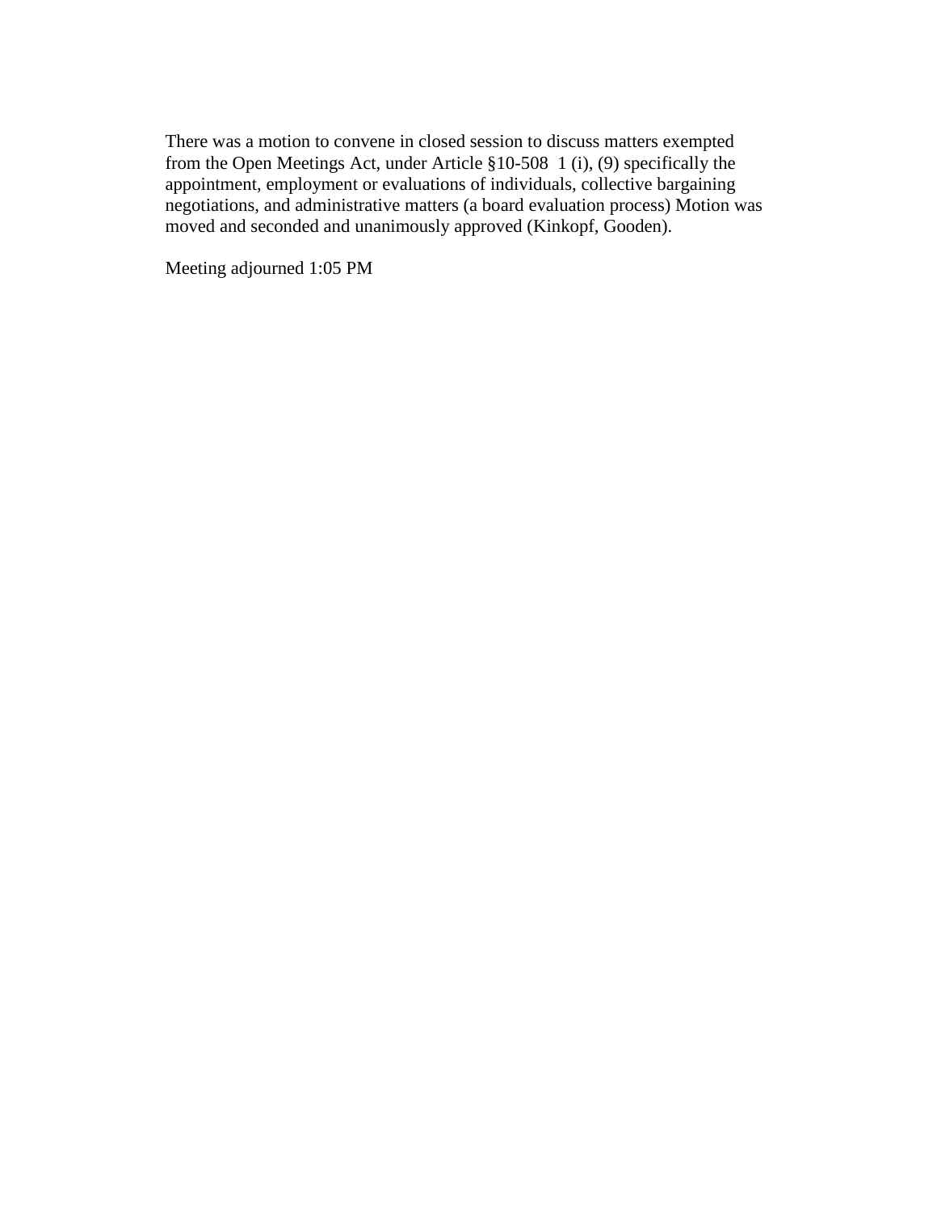There was a motion to convene in closed session to discuss matters exempted from the Open Meetings Act, under Article §10-508  1 (i), (9) specifically the appointment, employment or evaluations of individuals, collective bargaining negotiations, and administrative matters (a board evaluation process) Motion was moved and seconded and unanimously approved (Kinkopf, Gooden).

Meeting adjourned 1:05 PM